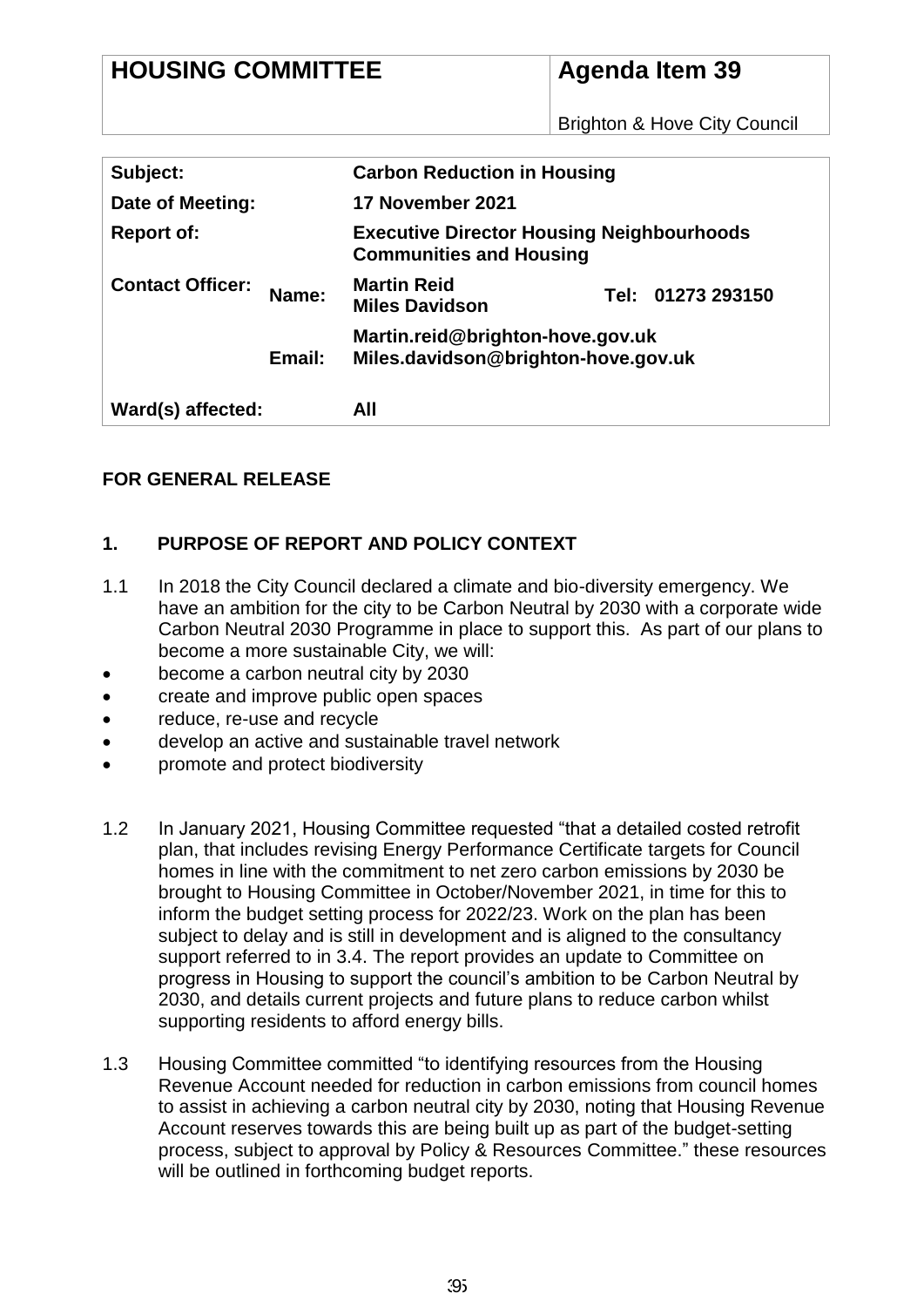| **HOUSING COMMITTEE** | **Agenda Item 39** |
|---|---|
| | Brighton & Hove City Council |

| | | | |
|---|---|---|---|
| **Subject:** | | **Carbon Reduction in Housing** | |
| **Date of Meeting:** | | **17 November 2021** | |
| **Report of:** | | **Executive Director Housing Neighbourhoods Communities and Housing** | |
| **Contact Officer:** | **Name:** | **Martin Reid**<br>**Miles Davidson** | **Tel: 01273 293150** |
| | **Email:** | **Martin.reid@brighton-hove.gov.uk**<br>**Miles.davidson@brighton-hove.gov.uk** | |
| **Ward(s) affected:** | | **All** | |

**FOR GENERAL RELEASE**

## 1. PURPOSE OF REPORT AND POLICY CONTEXT

1.1 In 2018 the City Council declared a climate and bio-diversity emergency. We have an ambition for the city to be Carbon Neutral by 2030 with a corporate wide Carbon Neutral 2030 Programme in place to support this. As part of our plans to become a more sustainable City, we will:

- become a carbon neutral city by 2030
- create and improve public open spaces
- reduce, re-use and recycle
- develop an active and sustainable travel network
- promote and protect biodiversity

1.2 In January 2021, Housing Committee requested "that a detailed costed retrofit plan, that includes revising Energy Performance Certificate targets for Council homes in line with the commitment to net zero carbon emissions by 2030 be brought to Housing Committee in October/November 2021, in time for this to inform the budget setting process for 2022/23. Work on the plan has been subject to delay and is still in development and is aligned to the consultancy support referred to in 3.4. The report provides an update to Committee on progress in Housing to support the council's ambition to be Carbon Neutral by 2030, and details current projects and future plans to reduce carbon whilst supporting residents to afford energy bills.

1.3 Housing Committee committed "to identifying resources from the Housing Revenue Account needed for reduction in carbon emissions from council homes to assist in achieving a carbon neutral city by 2030, noting that Housing Revenue Account reserves towards this are being built up as part of the budget-setting process, subject to approval by Policy & Resources Committee." these resources will be outlined in forthcoming budget reports.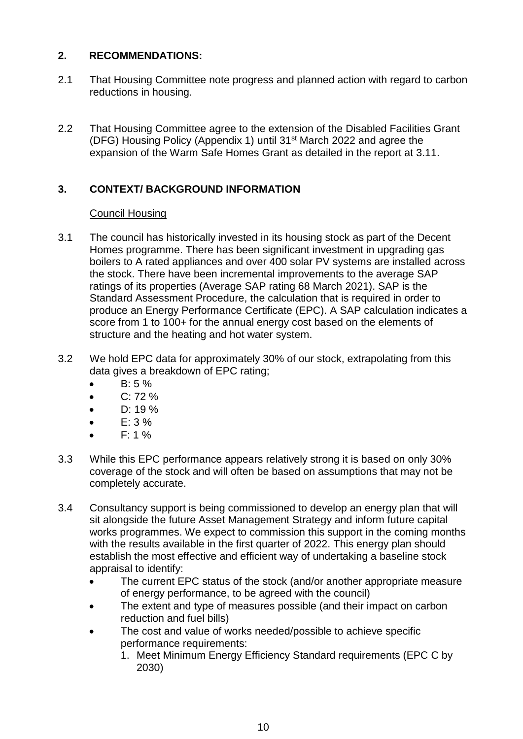## 2. RECOMMENDATIONS:

2.1 That Housing Committee note progress and planned action with regard to carbon reductions in housing.

2.2 That Housing Committee agree to the extension of the Disabled Facilities Grant (DFG) Housing Policy (Appendix 1) until 31st March 2022 and agree the expansion of the Warm Safe Homes Grant as detailed in the report at 3.11.

## 3. CONTEXT/ BACKGROUND INFORMATION

Council Housing

3.1 The council has historically invested in its housing stock as part of the Decent Homes programme. There has been significant investment in upgrading gas boilers to A rated appliances and over 400 solar PV systems are installed across the stock. There have been incremental improvements to the average SAP ratings of its properties (Average SAP rating 68 March 2021). SAP is the Standard Assessment Procedure, the calculation that is required in order to produce an Energy Performance Certificate (EPC). A SAP calculation indicates a score from 1 to 100+ for the annual energy cost based on the elements of structure and the heating and hot water system.

3.2 We hold EPC data for approximately 30% of our stock, extrapolating from this data gives a breakdown of EPC rating;

- B: 5 %
- C: 72 %
- D: 19 %
- E: 3 %
- F: 1 %

3.3 While this EPC performance appears relatively strong it is based on only 30% coverage of the stock and will often be based on assumptions that may not be completely accurate.

3.4 Consultancy support is being commissioned to develop an energy plan that will sit alongside the future Asset Management Strategy and inform future capital works programmes. We expect to commission this support in the coming months with the results available in the first quarter of 2022. This energy plan should establish the most effective and efficient way of undertaking a baseline stock appraisal to identify:

- The current EPC status of the stock (and/or another appropriate measure of energy performance, to be agreed with the council)
- The extent and type of measures possible (and their impact on carbon reduction and fuel bills)
- The cost and value of works needed/possible to achieve specific performance requirements:
  1. Meet Minimum Energy Efficiency Standard requirements (EPC C by 2030)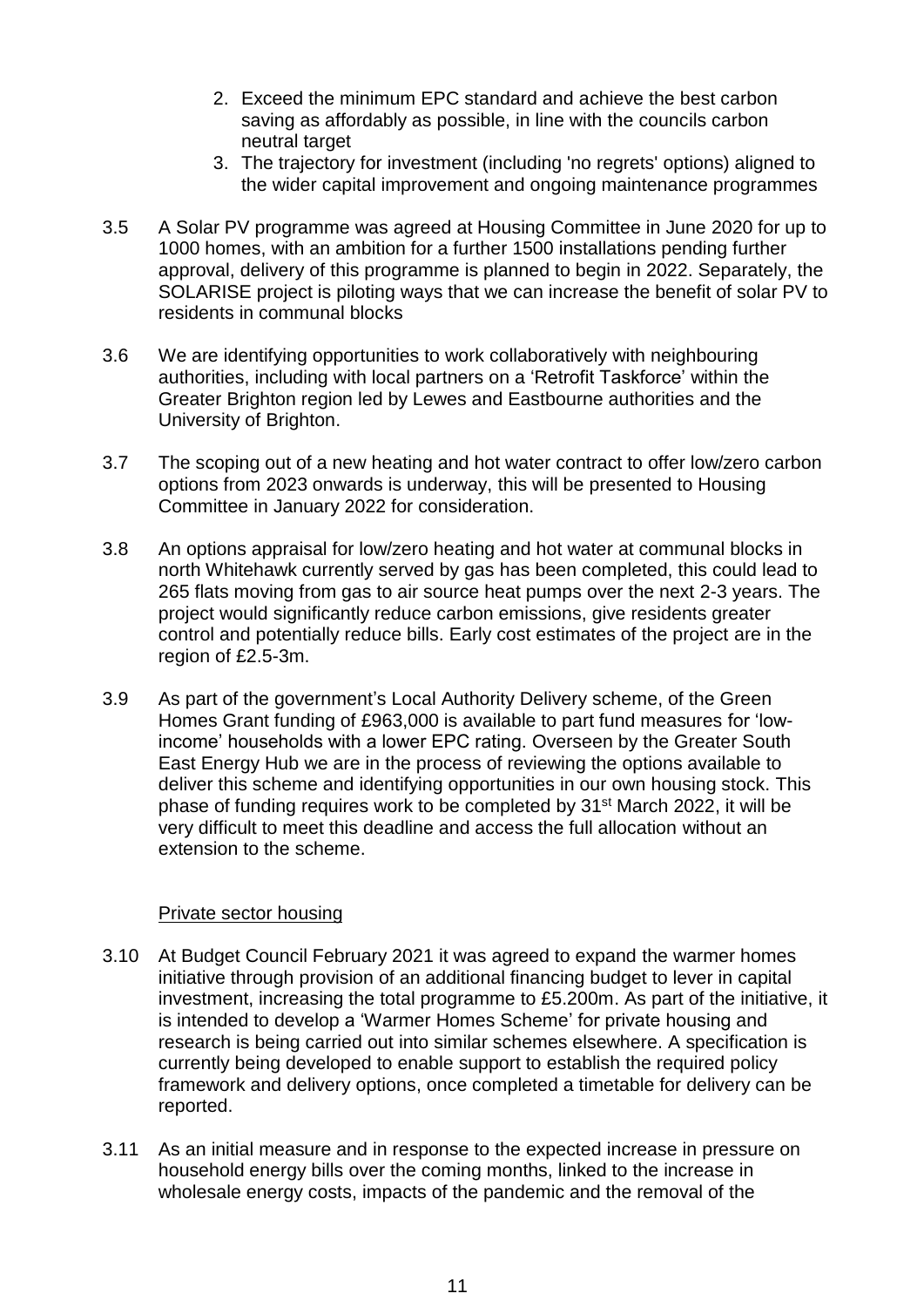2. Exceed the minimum EPC standard and achieve the best carbon saving as affordably as possible, in line with the councils carbon neutral target
3. The trajectory for investment (including 'no regrets' options) aligned to the wider capital improvement and ongoing maintenance programmes

3.5 A Solar PV programme was agreed at Housing Committee in June 2020 for up to 1000 homes, with an ambition for a further 1500 installations pending further approval, delivery of this programme is planned to begin in 2022. Separately, the SOLARISE project is piloting ways that we can increase the benefit of solar PV to residents in communal blocks

3.6 We are identifying opportunities to work collaboratively with neighbouring authorities, including with local partners on a 'Retrofit Taskforce' within the Greater Brighton region led by Lewes and Eastbourne authorities and the University of Brighton.

3.7 The scoping out of a new heating and hot water contract to offer low/zero carbon options from 2023 onwards is underway, this will be presented to Housing Committee in January 2022 for consideration.

3.8 An options appraisal for low/zero heating and hot water at communal blocks in north Whitehawk currently served by gas has been completed, this could lead to 265 flats moving from gas to air source heat pumps over the next 2-3 years. The project would significantly reduce carbon emissions, give residents greater control and potentially reduce bills. Early cost estimates of the project are in the region of £2.5-3m.

3.9 As part of the government's Local Authority Delivery scheme, of the Green Homes Grant funding of £963,000 is available to part fund measures for 'low-income' households with a lower EPC rating. Overseen by the Greater South East Energy Hub we are in the process of reviewing the options available to deliver this scheme and identifying opportunities in our own housing stock. This phase of funding requires work to be completed by 31st March 2022, it will be very difficult to meet this deadline and access the full allocation without an extension to the scheme.

<u>Private sector housing</u>

3.10 At Budget Council February 2021 it was agreed to expand the warmer homes initiative through provision of an additional financing budget to lever in capital investment, increasing the total programme to £5.200m. As part of the initiative, it is intended to develop a 'Warmer Homes Scheme' for private housing and research is being carried out into similar schemes elsewhere. A specification is currently being developed to enable support to establish the required policy framework and delivery options, once completed a timetable for delivery can be reported.

3.11 As an initial measure and in response to the expected increase in pressure on household energy bills over the coming months, linked to the increase in wholesale energy costs, impacts of the pandemic and the removal of the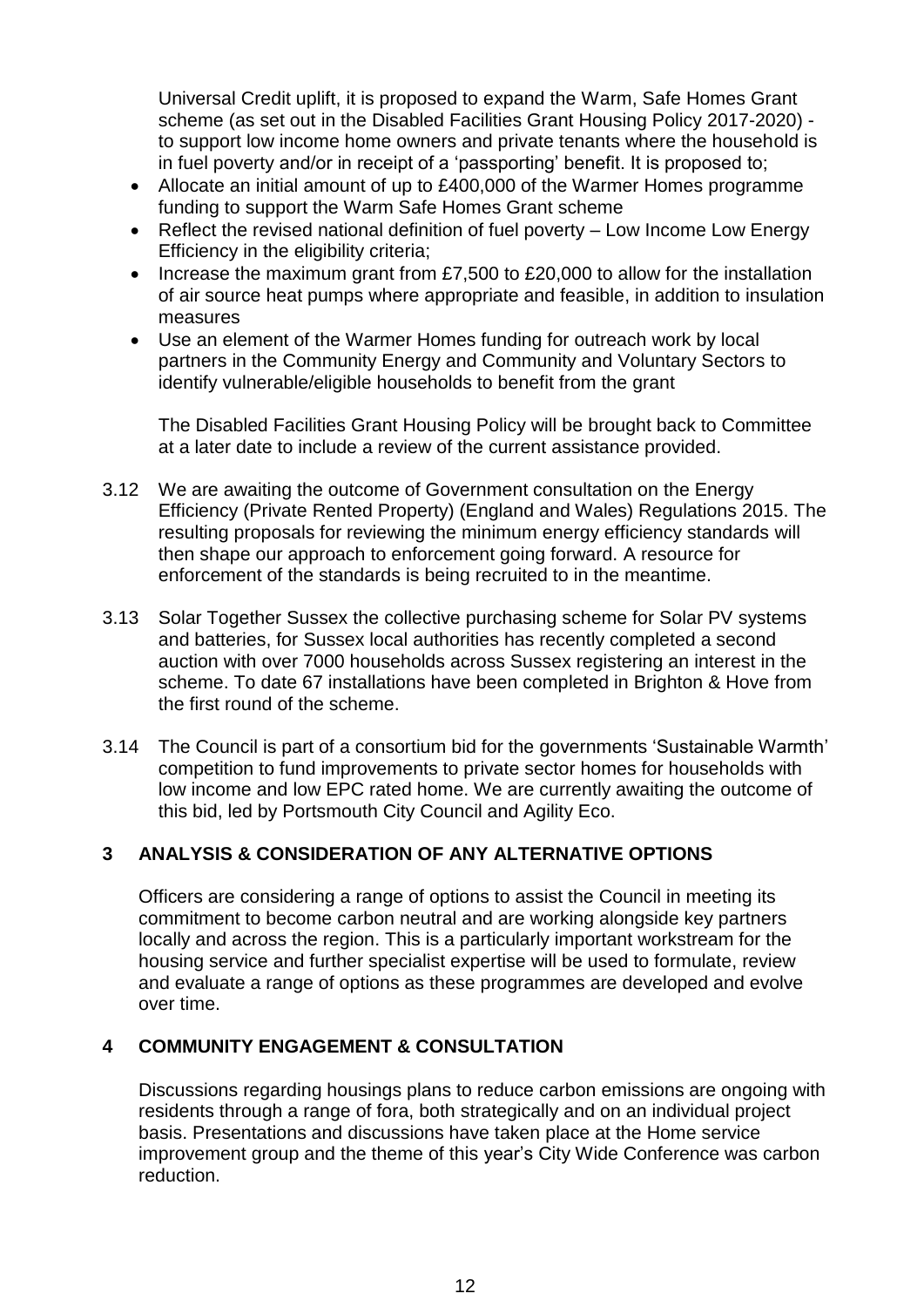Universal Credit uplift, it is proposed to expand the Warm, Safe Homes Grant scheme (as set out in the Disabled Facilities Grant Housing Policy 2017-2020) - to support low income home owners and private tenants where the household is in fuel poverty and/or in receipt of a 'passporting' benefit. It is proposed to;

- Allocate an initial amount of up to £400,000 of the Warmer Homes programme funding to support the Warm Safe Homes Grant scheme
- Reflect the revised national definition of fuel poverty – Low Income Low Energy Efficiency in the eligibility criteria;
- Increase the maximum grant from £7,500 to £20,000 to allow for the installation of air source heat pumps where appropriate and feasible, in addition to insulation measures
- Use an element of the Warmer Homes funding for outreach work by local partners in the Community Energy and Community and Voluntary Sectors to identify vulnerable/eligible households to benefit from the grant

The Disabled Facilities Grant Housing Policy will be brought back to Committee at a later date to include a review of the current assistance provided.

3.12 We are awaiting the outcome of Government consultation on the Energy Efficiency (Private Rented Property) (England and Wales) Regulations 2015. The resulting proposals for reviewing the minimum energy efficiency standards will then shape our approach to enforcement going forward. A resource for enforcement of the standards is being recruited to in the meantime.

3.13 Solar Together Sussex the collective purchasing scheme for Solar PV systems and batteries, for Sussex local authorities has recently completed a second auction with over 7000 households across Sussex registering an interest in the scheme. To date 67 installations have been completed in Brighton & Hove from the first round of the scheme.

3.14 The Council is part of a consortium bid for the governments 'Sustainable Warmth' competition to fund improvements to private sector homes for households with low income and low EPC rated home. We are currently awaiting the outcome of this bid, led by Portsmouth City Council and Agility Eco.

## 3 ANALYSIS & CONSIDERATION OF ANY ALTERNATIVE OPTIONS

Officers are considering a range of options to assist the Council in meeting its commitment to become carbon neutral and are working alongside key partners locally and across the region. This is a particularly important workstream for the housing service and further specialist expertise will be used to formulate, review and evaluate a range of options as these programmes are developed and evolve over time.

## 4 COMMUNITY ENGAGEMENT & CONSULTATION

Discussions regarding housings plans to reduce carbon emissions are ongoing with residents through a range of fora, both strategically and on an individual project basis. Presentations and discussions have taken place at the Home service improvement group and the theme of this year's City Wide Conference was carbon reduction.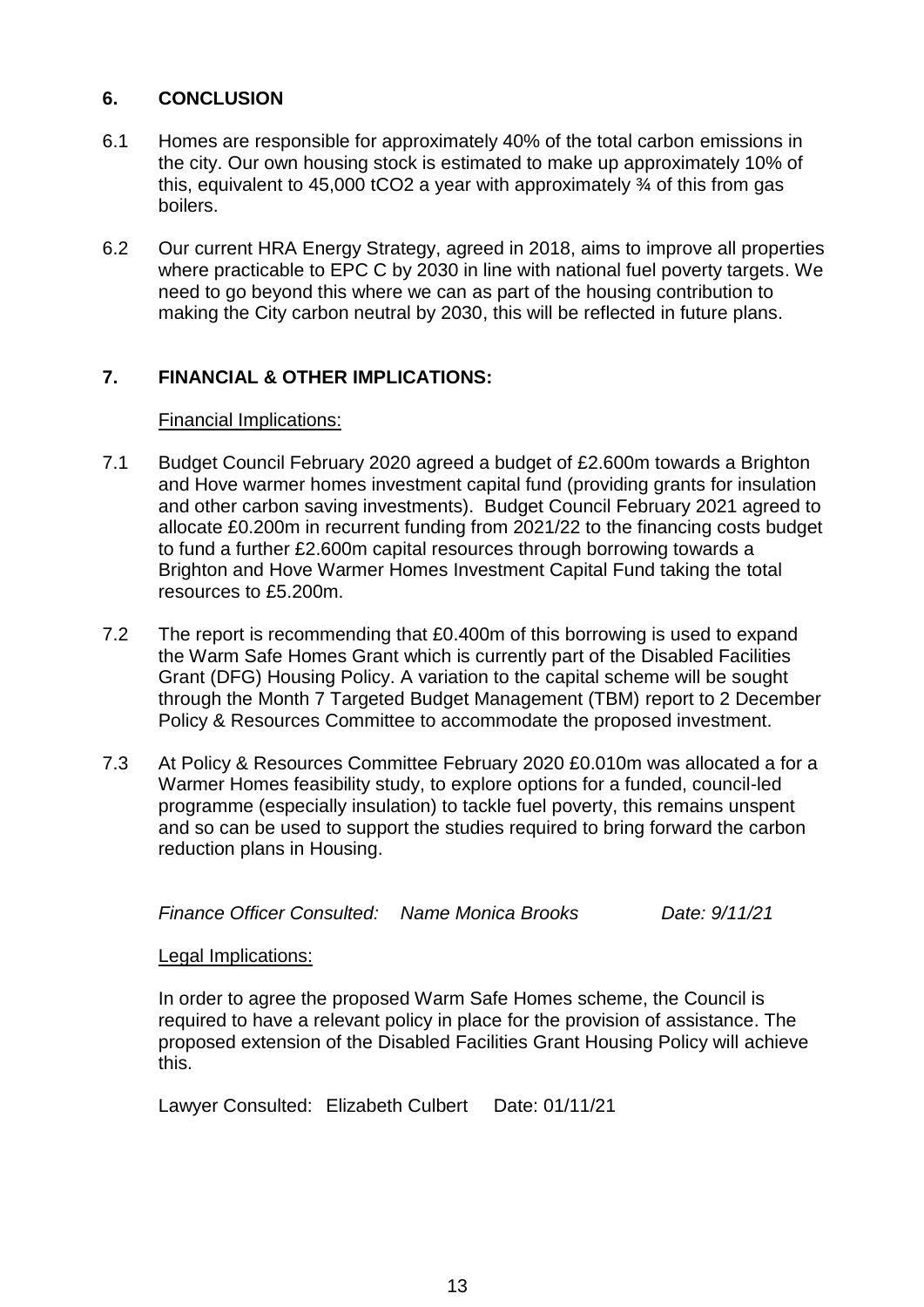## 6. CONCLUSION

6.1 Homes are responsible for approximately 40% of the total carbon emissions in the city. Our own housing stock is estimated to make up approximately 10% of this, equivalent to 45,000 tCO2 a year with approximately ¾ of this from gas boilers.

6.2 Our current HRA Energy Strategy, agreed in 2018, aims to improve all properties where practicable to EPC C by 2030 in line with national fuel poverty targets. We need to go beyond this where we can as part of the housing contribution to making the City carbon neutral by 2030, this will be reflected in future plans.

## 7. FINANCIAL & OTHER IMPLICATIONS:

Financial Implications:

7.1 Budget Council February 2020 agreed a budget of £2.600m towards a Brighton and Hove warmer homes investment capital fund (providing grants for insulation and other carbon saving investments). Budget Council February 2021 agreed to allocate £0.200m in recurrent funding from 2021/22 to the financing costs budget to fund a further £2.600m capital resources through borrowing towards a Brighton and Hove Warmer Homes Investment Capital Fund taking the total resources to £5.200m.

7.2 The report is recommending that £0.400m of this borrowing is used to expand the Warm Safe Homes Grant which is currently part of the Disabled Facilities Grant (DFG) Housing Policy. A variation to the capital scheme will be sought through the Month 7 Targeted Budget Management (TBM) report to 2 December Policy & Resources Committee to accommodate the proposed investment.

7.3 At Policy & Resources Committee February 2020 £0.010m was allocated a for a Warmer Homes feasibility study, to explore options for a funded, council-led programme (especially insulation) to tackle fuel poverty, this remains unspent and so can be used to support the studies required to bring forward the carbon reduction plans in Housing.

*Finance Officer Consulted: Name Monica Brooks Date: 9/11/21*

Legal Implications:

In order to agree the proposed Warm Safe Homes scheme, the Council is required to have a relevant policy in place for the provision of assistance. The proposed extension of the Disabled Facilities Grant Housing Policy will achieve this.

Lawyer Consulted: Elizabeth Culbert Date: 01/11/21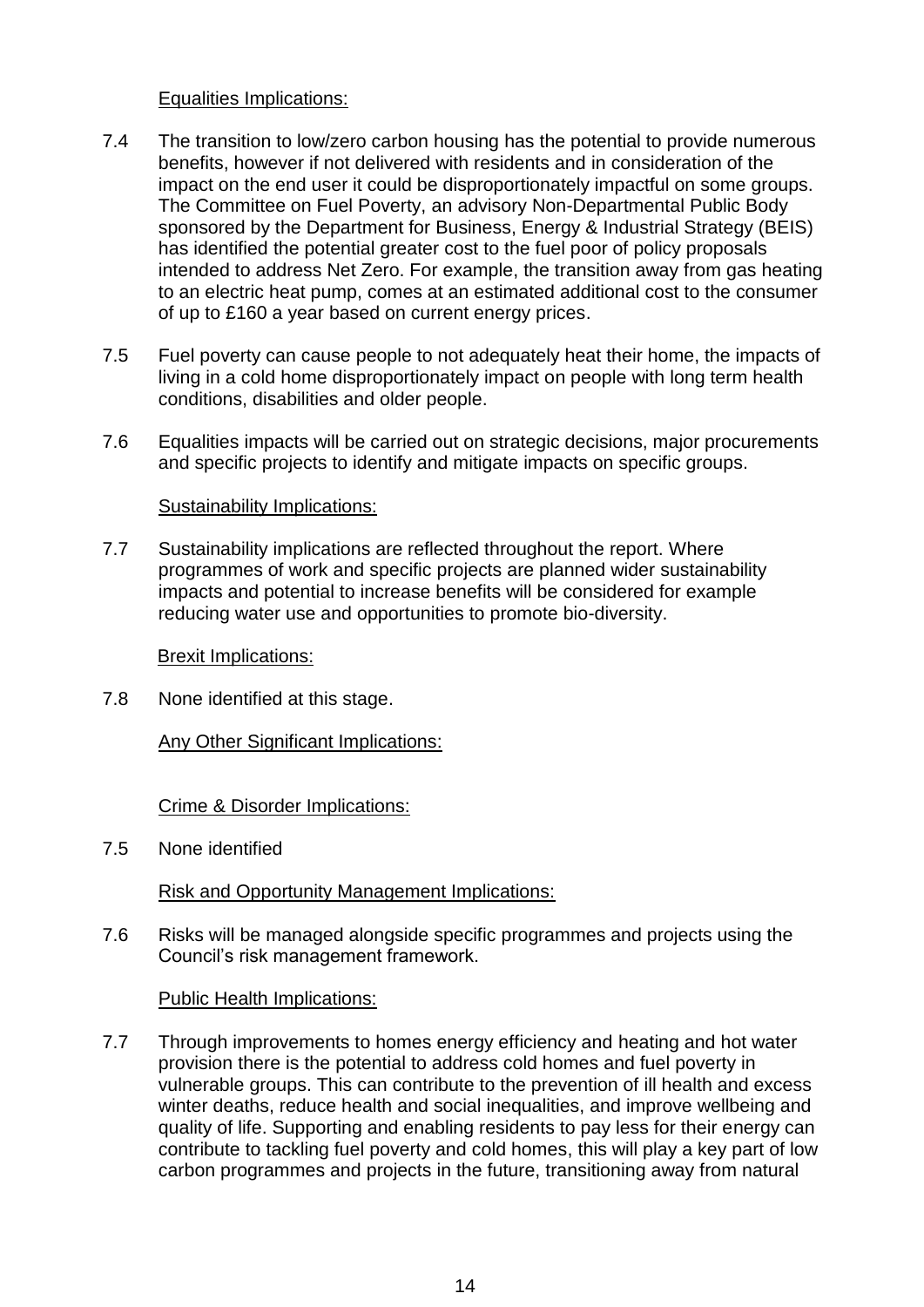Equalities Implications:

7.4 The transition to low/zero carbon housing has the potential to provide numerous benefits, however if not delivered with residents and in consideration of the impact on the end user it could be disproportionately impactful on some groups. The Committee on Fuel Poverty, an advisory Non-Departmental Public Body sponsored by the Department for Business, Energy & Industrial Strategy (BEIS) has identified the potential greater cost to the fuel poor of policy proposals intended to address Net Zero. For example, the transition away from gas heating to an electric heat pump, comes at an estimated additional cost to the consumer of up to £160 a year based on current energy prices.

7.5 Fuel poverty can cause people to not adequately heat their home, the impacts of living in a cold home disproportionately impact on people with long term health conditions, disabilities and older people.

7.6 Equalities impacts will be carried out on strategic decisions, major procurements and specific projects to identify and mitigate impacts on specific groups.

Sustainability Implications:

7.7 Sustainability implications are reflected throughout the report. Where programmes of work and specific projects are planned wider sustainability impacts and potential to increase benefits will be considered for example reducing water use and opportunities to promote bio-diversity.

Brexit Implications:

7.8 None identified at this stage.

Any Other Significant Implications:

Crime & Disorder Implications:

7.5 None identified

Risk and Opportunity Management Implications:

7.6 Risks will be managed alongside specific programmes and projects using the Council's risk management framework.

Public Health Implications:

7.7 Through improvements to homes energy efficiency and heating and hot water provision there is the potential to address cold homes and fuel poverty in vulnerable groups. This can contribute to the prevention of ill health and excess winter deaths, reduce health and social inequalities, and improve wellbeing and quality of life. Supporting and enabling residents to pay less for their energy can contribute to tackling fuel poverty and cold homes, this will play a key part of low carbon programmes and projects in the future, transitioning away from natural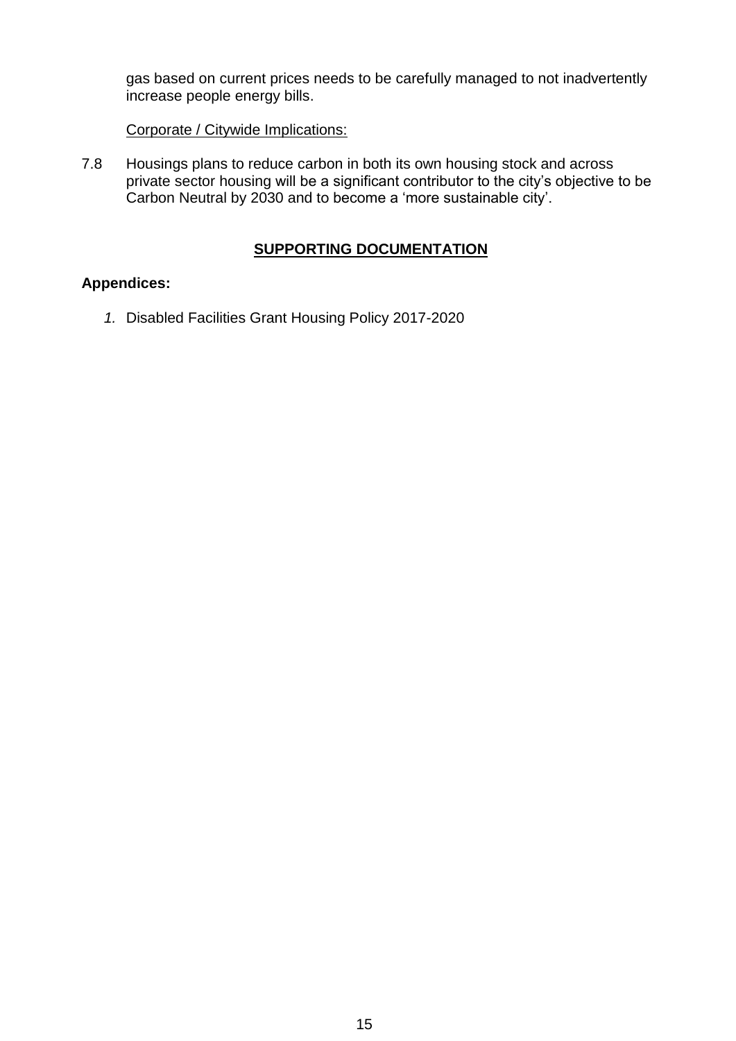gas based on current prices needs to be carefully managed to not inadvertently increase people energy bills.

Corporate / Citywide Implications:

7.8 Housings plans to reduce carbon in both its own housing stock and across private sector housing will be a significant contributor to the city's objective to be Carbon Neutral by 2030 and to become a 'more sustainable city'.

## SUPPORTING DOCUMENTATION

**Appendices:**

*1.* Disabled Facilities Grant Housing Policy 2017-2020